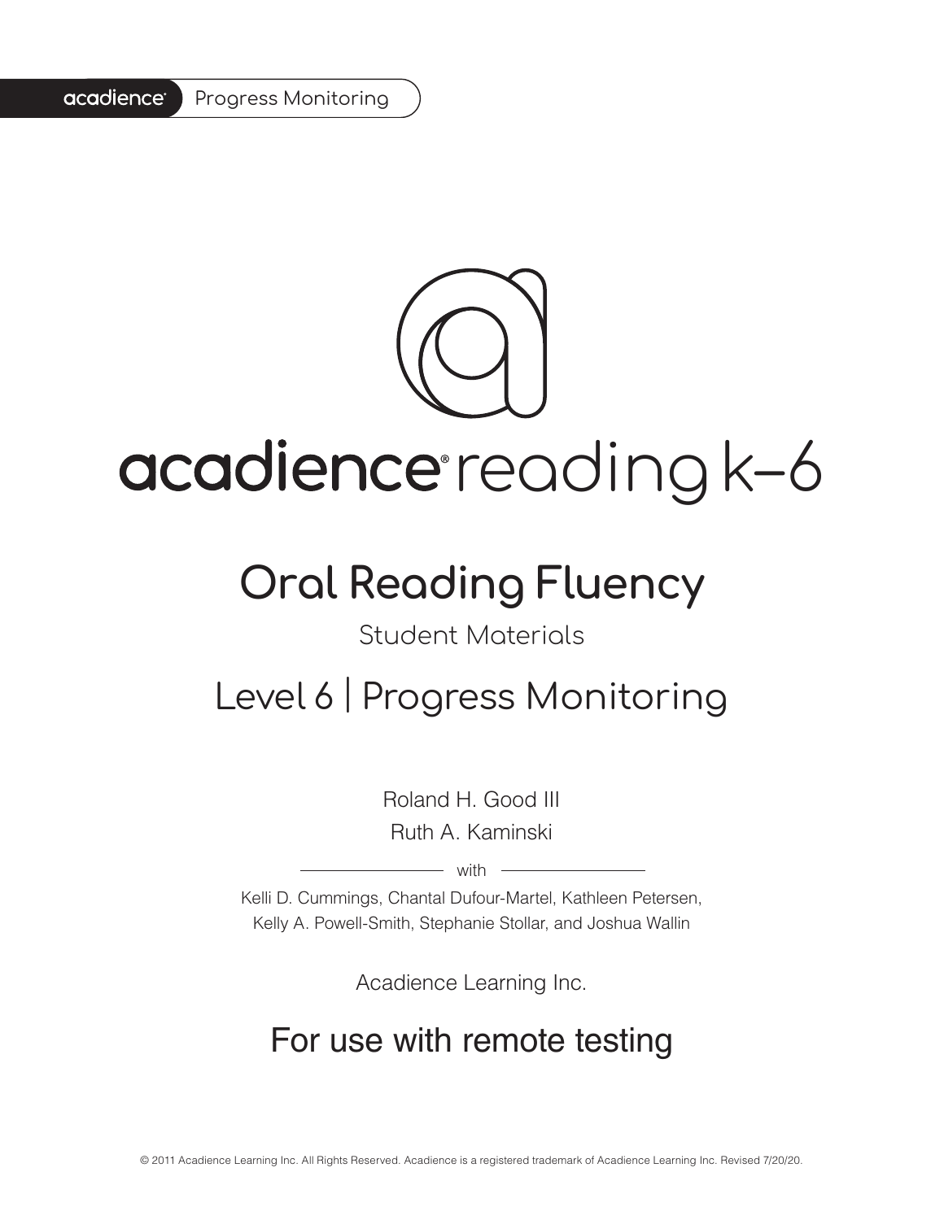acadience Progress Monitoring

# acadience reading k–6

## Oral Reading Fluency

Student Materials

## Level 6 | Progress Monitoring

Roland H. Good III
Ruth A. Kaminski

with

Kelli D. Cummings, Chantal Dufour-Martel, Kathleen Petersen, Kelly A. Powell-Smith, Stephanie Stollar, and Joshua Wallin

Acadience Learning Inc.

## For use with remote testing

© 2011 Acadience Learning Inc. All Rights Reserved. Acadience is a registered trademark of Acadience Learning Inc. Revised 7/20/20.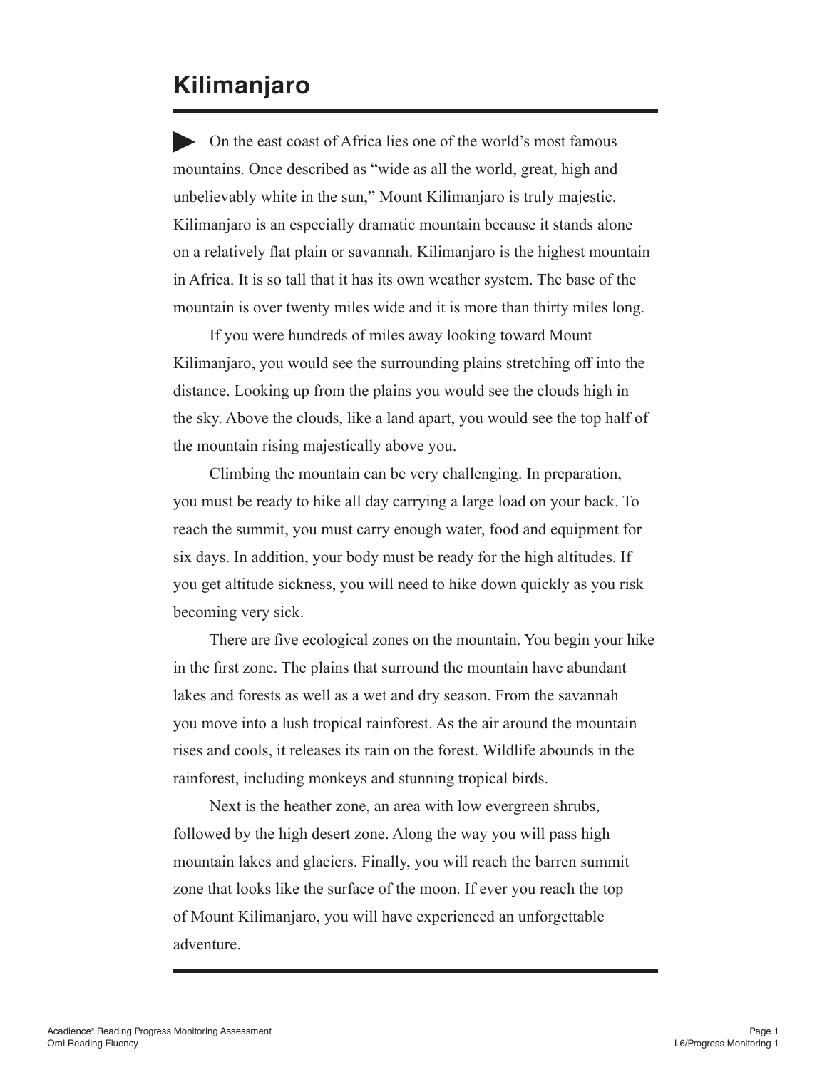# Kilimanjaro

On the east coast of Africa lies one of the world's most famous mountains. Once described as "wide as all the world, great, high and unbelievably white in the sun," Mount Kilimanjaro is truly majestic. Kilimanjaro is an especially dramatic mountain because it stands alone on a relatively flat plain or savannah. Kilimanjaro is the highest mountain in Africa. It is so tall that it has its own weather system. The base of the mountain is over twenty miles wide and it is more than thirty miles long.

If you were hundreds of miles away looking toward Mount Kilimanjaro, you would see the surrounding plains stretching off into the distance. Looking up from the plains you would see the clouds high in the sky. Above the clouds, like a land apart, you would see the top half of the mountain rising majestically above you.

Climbing the mountain can be very challenging. In preparation, you must be ready to hike all day carrying a large load on your back. To reach the summit, you must carry enough water, food and equipment for six days. In addition, your body must be ready for the high altitudes. If you get altitude sickness, you will need to hike down quickly as you risk becoming very sick.

There are five ecological zones on the mountain. You begin your hike in the first zone. The plains that surround the mountain have abundant lakes and forests as well as a wet and dry season. From the savannah you move into a lush tropical rainforest. As the air around the mountain rises and cools, it releases its rain on the forest. Wildlife abounds in the rainforest, including monkeys and stunning tropical birds.

Next is the heather zone, an area with low evergreen shrubs, followed by the high desert zone. Along the way you will pass high mountain lakes and glaciers. Finally, you will reach the barren summit zone that looks like the surface of the moon. If ever you reach the top of Mount Kilimanjaro, you will have experienced an unforgettable adventure.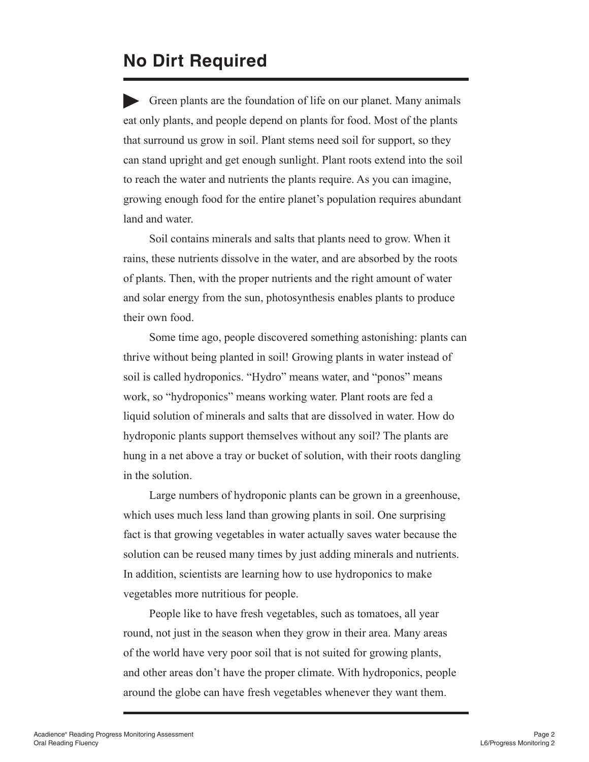# No Dirt Required

Green plants are the foundation of life on our planet. Many animals eat only plants, and people depend on plants for food. Most of the plants that surround us grow in soil. Plant stems need soil for support, so they can stand upright and get enough sunlight. Plant roots extend into the soil to reach the water and nutrients the plants require. As you can imagine, growing enough food for the entire planet's population requires abundant land and water.

Soil contains minerals and salts that plants need to grow. When it rains, these nutrients dissolve in the water, and are absorbed by the roots of plants. Then, with the proper nutrients and the right amount of water and solar energy from the sun, photosynthesis enables plants to produce their own food.

Some time ago, people discovered something astonishing: plants can thrive without being planted in soil! Growing plants in water instead of soil is called hydroponics. "Hydro" means water, and "ponos" means work, so "hydroponics" means working water. Plant roots are fed a liquid solution of minerals and salts that are dissolved in water. How do hydroponic plants support themselves without any soil? The plants are hung in a net above a tray or bucket of solution, with their roots dangling in the solution.

Large numbers of hydroponic plants can be grown in a greenhouse, which uses much less land than growing plants in soil. One surprising fact is that growing vegetables in water actually saves water because the solution can be reused many times by just adding minerals and nutrients. In addition, scientists are learning how to use hydroponics to make vegetables more nutritious for people.

People like to have fresh vegetables, such as tomatoes, all year round, not just in the season when they grow in their area. Many areas of the world have very poor soil that is not suited for growing plants, and other areas don't have the proper climate. With hydroponics, people around the globe can have fresh vegetables whenever they want them.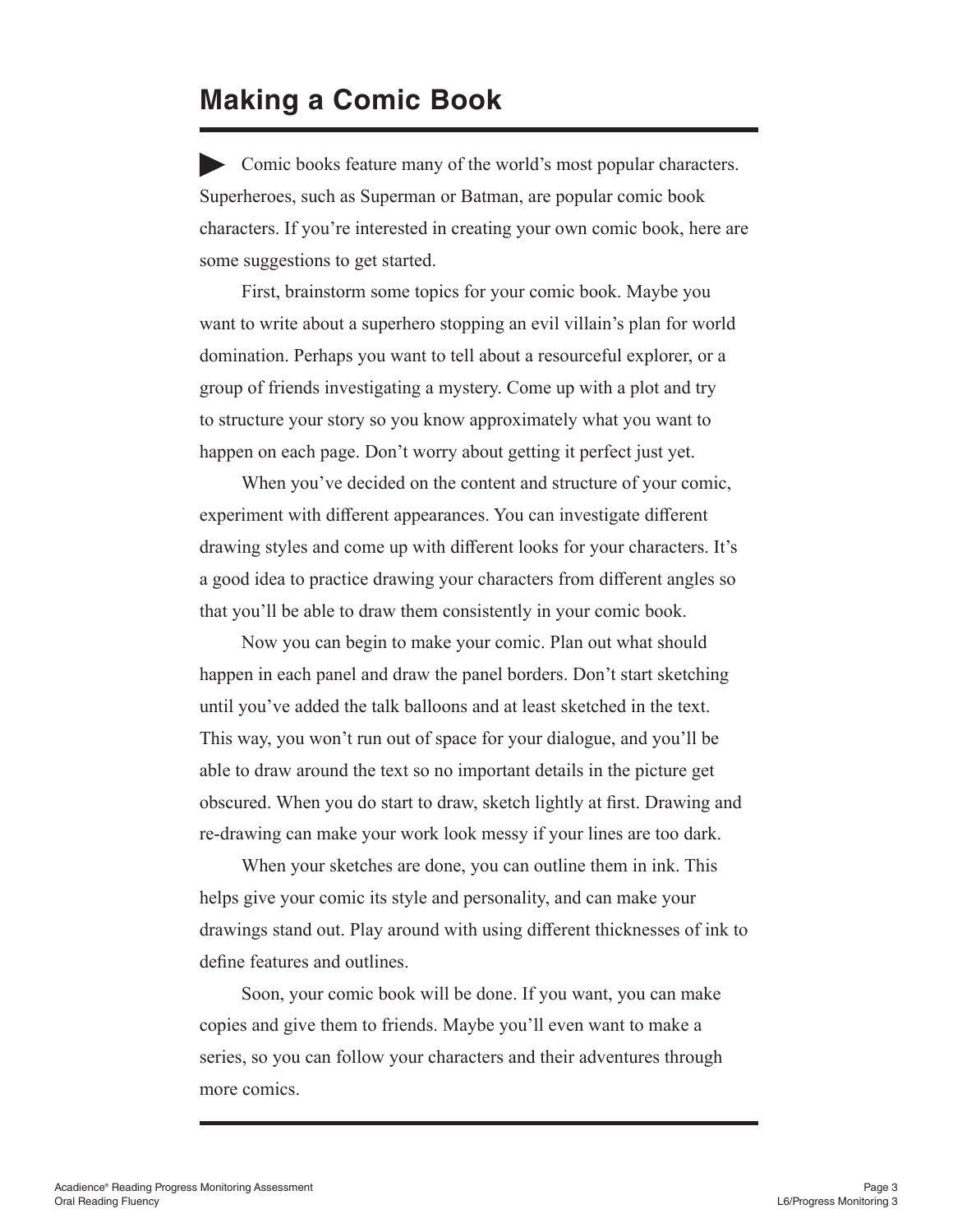# Making a Comic Book

Comic books feature many of the world's most popular characters. Superheroes, such as Superman or Batman, are popular comic book characters. If you're interested in creating your own comic book, here are some suggestions to get started.

First, brainstorm some topics for your comic book. Maybe you want to write about a superhero stopping an evil villain's plan for world domination. Perhaps you want to tell about a resourceful explorer, or a group of friends investigating a mystery. Come up with a plot and try to structure your story so you know approximately what you want to happen on each page. Don't worry about getting it perfect just yet.

When you've decided on the content and structure of your comic, experiment with different appearances. You can investigate different drawing styles and come up with different looks for your characters. It's a good idea to practice drawing your characters from different angles so that you'll be able to draw them consistently in your comic book.

Now you can begin to make your comic. Plan out what should happen in each panel and draw the panel borders. Don't start sketching until you've added the talk balloons and at least sketched in the text. This way, you won't run out of space for your dialogue, and you'll be able to draw around the text so no important details in the picture get obscured. When you do start to draw, sketch lightly at first. Drawing and re-drawing can make your work look messy if your lines are too dark.

When your sketches are done, you can outline them in ink. This helps give your comic its style and personality, and can make your drawings stand out. Play around with using different thicknesses of ink to define features and outlines.

Soon, your comic book will be done. If you want, you can make copies and give them to friends. Maybe you'll even want to make a series, so you can follow your characters and their adventures through more comics.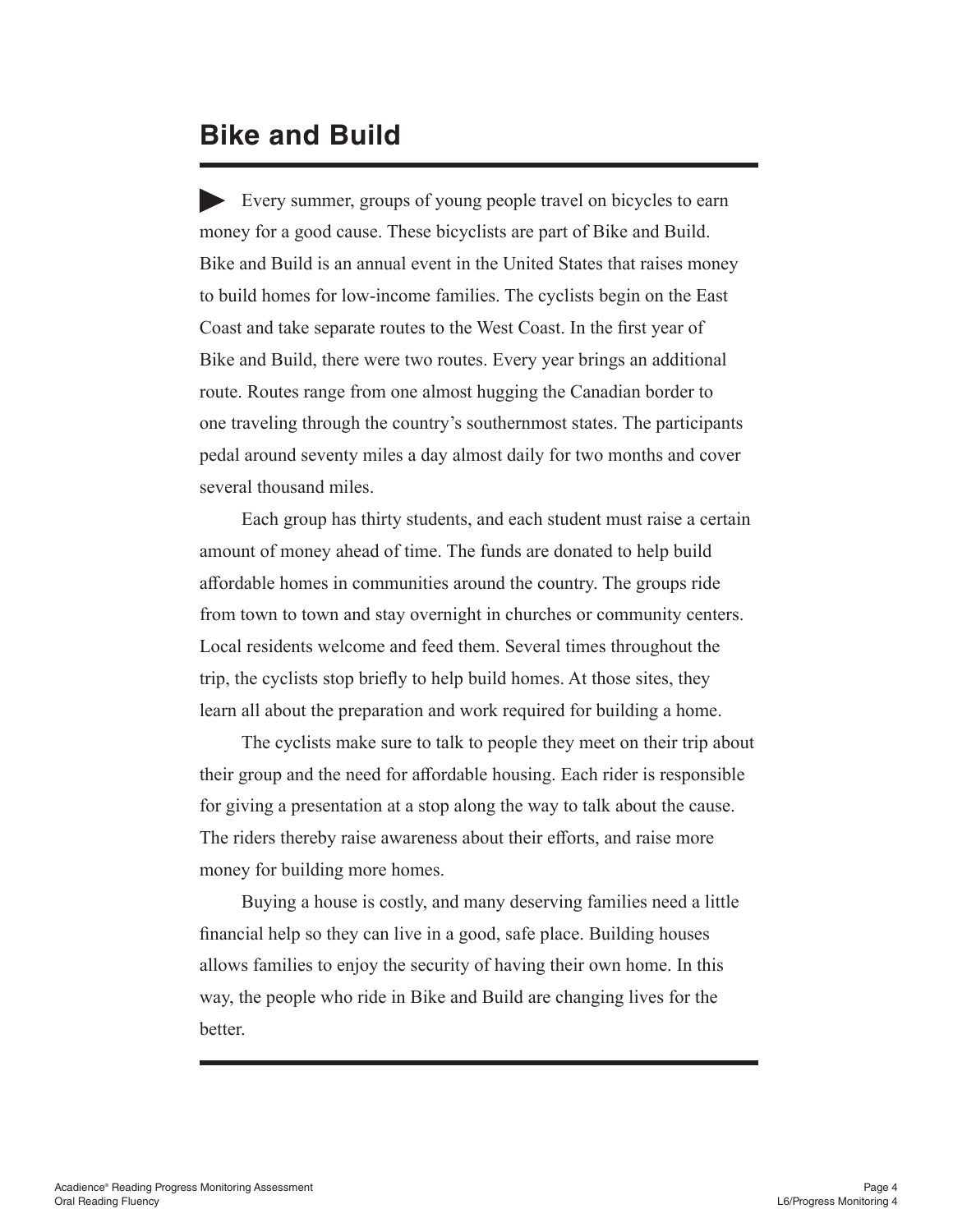# Bike and Build

Every summer, groups of young people travel on bicycles to earn money for a good cause. These bicyclists are part of Bike and Build. Bike and Build is an annual event in the United States that raises money to build homes for low-income families. The cyclists begin on the East Coast and take separate routes to the West Coast. In the first year of Bike and Build, there were two routes. Every year brings an additional route. Routes range from one almost hugging the Canadian border to one traveling through the country's southernmost states. The participants pedal around seventy miles a day almost daily for two months and cover several thousand miles.

Each group has thirty students, and each student must raise a certain amount of money ahead of time. The funds are donated to help build affordable homes in communities around the country. The groups ride from town to town and stay overnight in churches or community centers. Local residents welcome and feed them. Several times throughout the trip, the cyclists stop briefly to help build homes. At those sites, they learn all about the preparation and work required for building a home.

The cyclists make sure to talk to people they meet on their trip about their group and the need for affordable housing. Each rider is responsible for giving a presentation at a stop along the way to talk about the cause. The riders thereby raise awareness about their efforts, and raise more money for building more homes.

Buying a house is costly, and many deserving families need a little financial help so they can live in a good, safe place. Building houses allows families to enjoy the security of having their own home. In this way, the people who ride in Bike and Build are changing lives for the better.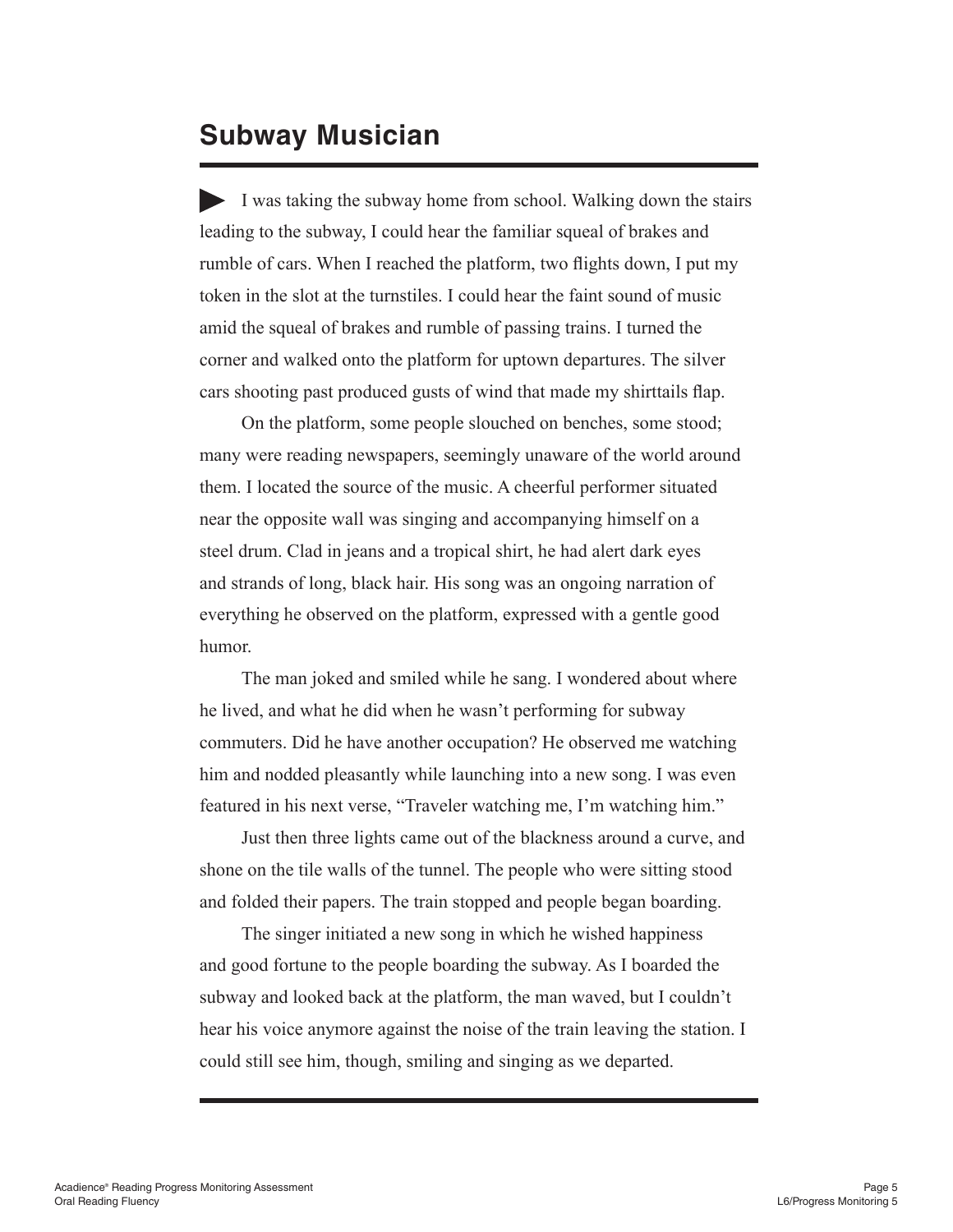## Subway Musician

▶ I was taking the subway home from school. Walking down the stairs leading to the subway, I could hear the familiar squeal of brakes and rumble of cars. When I reached the platform, two flights down, I put my token in the slot at the turnstiles. I could hear the faint sound of music amid the squeal of brakes and rumble of passing trains. I turned the corner and walked onto the platform for uptown departures. The silver cars shooting past produced gusts of wind that made my shirttails flap.

On the platform, some people slouched on benches, some stood; many were reading newspapers, seemingly unaware of the world around them. I located the source of the music. A cheerful performer situated near the opposite wall was singing and accompanying himself on a steel drum. Clad in jeans and a tropical shirt, he had alert dark eyes and strands of long, black hair. His song was an ongoing narration of everything he observed on the platform, expressed with a gentle good humor.

The man joked and smiled while he sang. I wondered about where he lived, and what he did when he wasn't performing for subway commuters. Did he have another occupation? He observed me watching him and nodded pleasantly while launching into a new song. I was even featured in his next verse, "Traveler watching me, I'm watching him."

Just then three lights came out of the blackness around a curve, and shone on the tile walls of the tunnel. The people who were sitting stood and folded their papers. The train stopped and people began boarding.

The singer initiated a new song in which he wished happiness and good fortune to the people boarding the subway. As I boarded the subway and looked back at the platform, the man waved, but I couldn't hear his voice anymore against the noise of the train leaving the station. I could still see him, though, smiling and singing as we departed.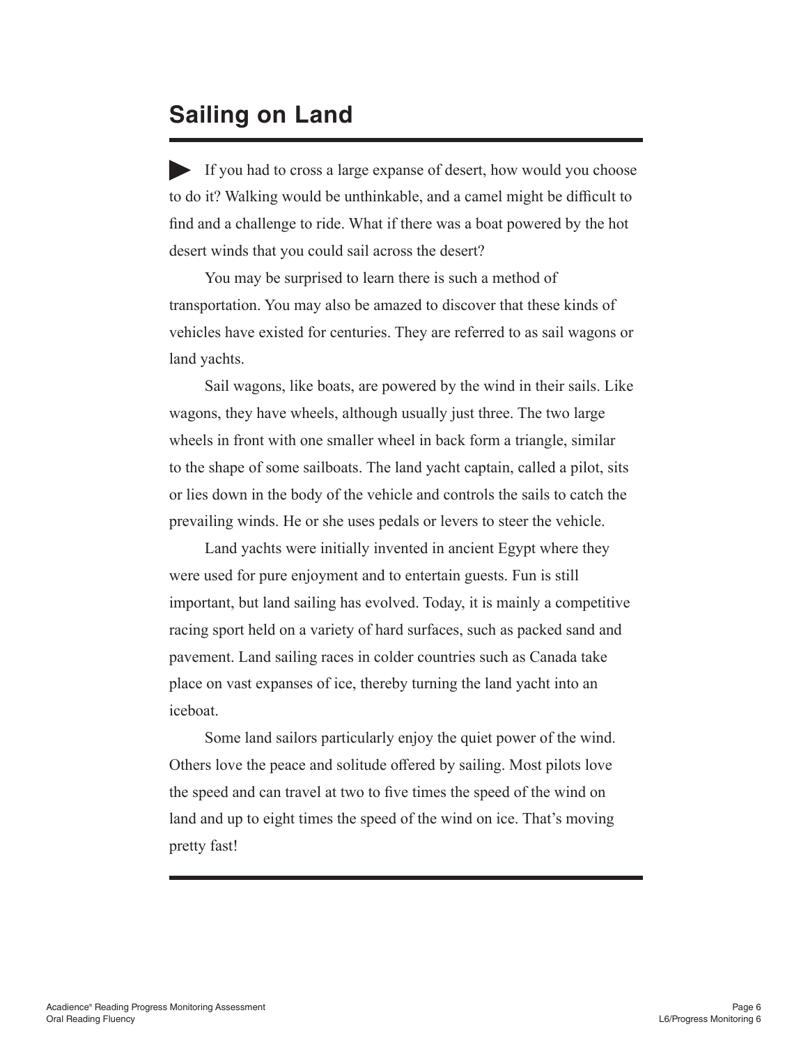# Sailing on Land

If you had to cross a large expanse of desert, how would you choose to do it? Walking would be unthinkable, and a camel might be difficult to find and a challenge to ride. What if there was a boat powered by the hot desert winds that you could sail across the desert?

You may be surprised to learn there is such a method of transportation. You may also be amazed to discover that these kinds of vehicles have existed for centuries. They are referred to as sail wagons or land yachts.

Sail wagons, like boats, are powered by the wind in their sails. Like wagons, they have wheels, although usually just three. The two large wheels in front with one smaller wheel in back form a triangle, similar to the shape of some sailboats. The land yacht captain, called a pilot, sits or lies down in the body of the vehicle and controls the sails to catch the prevailing winds. He or she uses pedals or levers to steer the vehicle.

Land yachts were initially invented in ancient Egypt where they were used for pure enjoyment and to entertain guests. Fun is still important, but land sailing has evolved. Today, it is mainly a competitive racing sport held on a variety of hard surfaces, such as packed sand and pavement. Land sailing races in colder countries such as Canada take place on vast expanses of ice, thereby turning the land yacht into an iceboat.

Some land sailors particularly enjoy the quiet power of the wind. Others love the peace and solitude offered by sailing. Most pilots love the speed and can travel at two to five times the speed of the wind on land and up to eight times the speed of the wind on ice. That's moving pretty fast!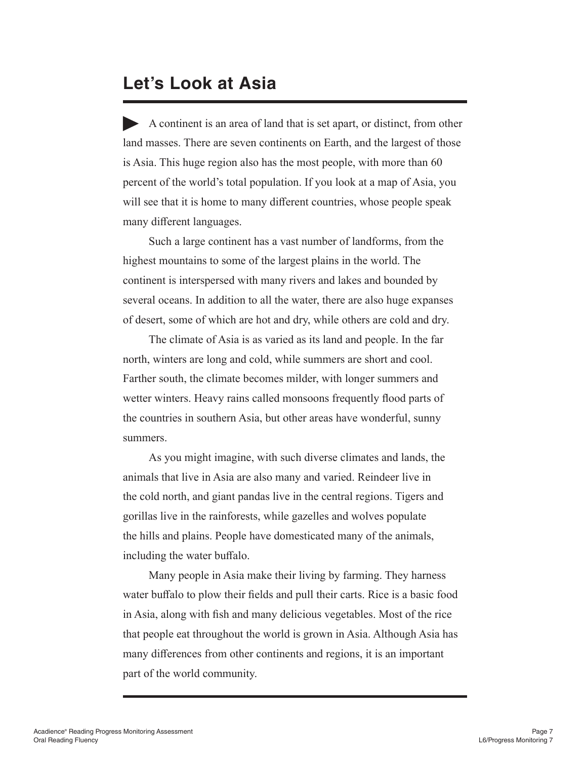# Let's Look at Asia

▶ A continent is an area of land that is set apart, or distinct, from other land masses. There are seven continents on Earth, and the largest of those is Asia. This huge region also has the most people, with more than 60 percent of the world's total population. If you look at a map of Asia, you will see that it is home to many different countries, whose people speak many different languages.

Such a large continent has a vast number of landforms, from the highest mountains to some of the largest plains in the world. The continent is interspersed with many rivers and lakes and bounded by several oceans. In addition to all the water, there are also huge expanses of desert, some of which are hot and dry, while others are cold and dry.

The climate of Asia is as varied as its land and people. In the far north, winters are long and cold, while summers are short and cool. Farther south, the climate becomes milder, with longer summers and wetter winters. Heavy rains called monsoons frequently flood parts of the countries in southern Asia, but other areas have wonderful, sunny summers.

As you might imagine, with such diverse climates and lands, the animals that live in Asia are also many and varied. Reindeer live in the cold north, and giant pandas live in the central regions. Tigers and gorillas live in the rainforests, while gazelles and wolves populate the hills and plains. People have domesticated many of the animals, including the water buffalo.

Many people in Asia make their living by farming. They harness water buffalo to plow their fields and pull their carts. Rice is a basic food in Asia, along with fish and many delicious vegetables. Most of the rice that people eat throughout the world is grown in Asia. Although Asia has many differences from other continents and regions, it is an important part of the world community.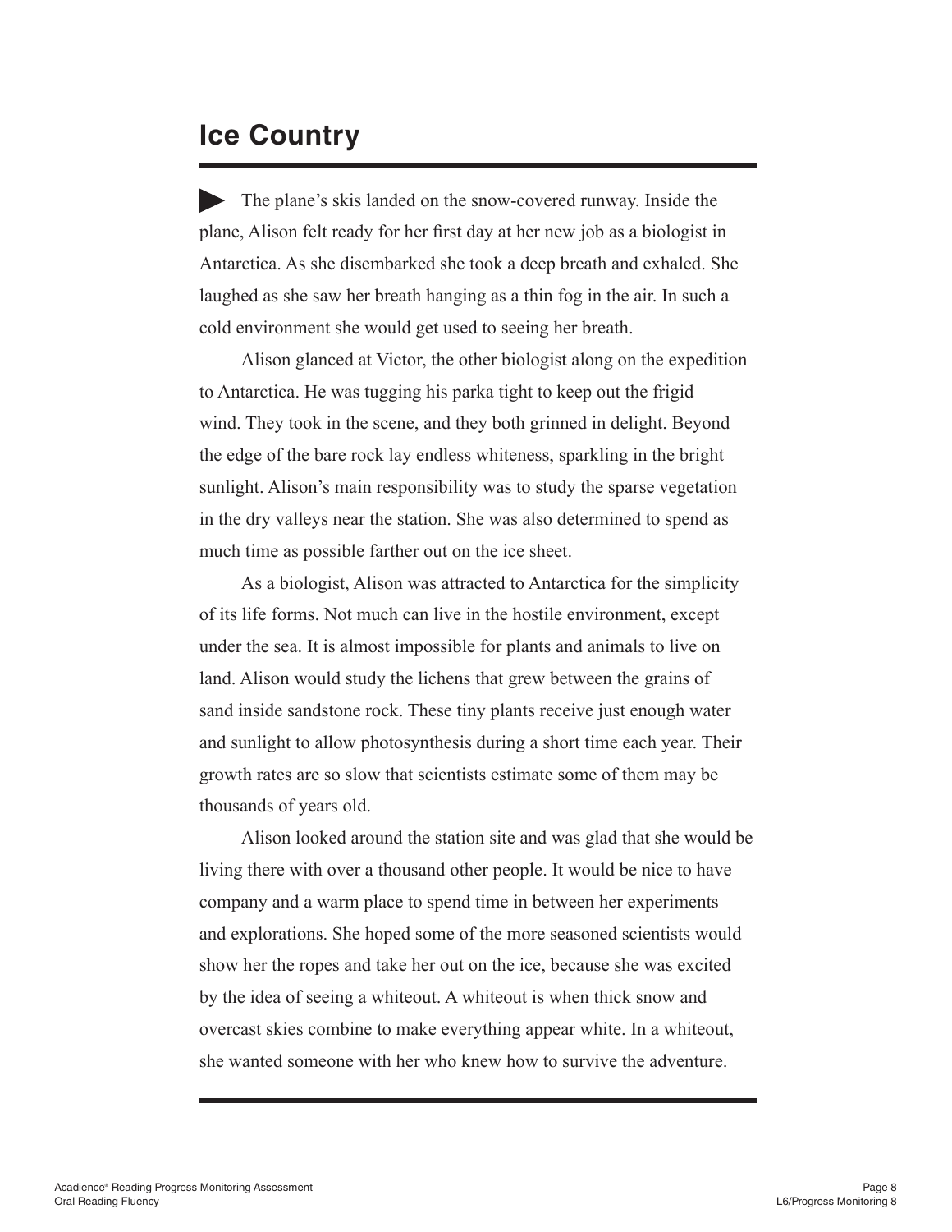## Ice Country

The plane's skis landed on the snow-covered runway. Inside the plane, Alison felt ready for her first day at her new job as a biologist in Antarctica. As she disembarked she took a deep breath and exhaled. She laughed as she saw her breath hanging as a thin fog in the air. In such a cold environment she would get used to seeing her breath.

Alison glanced at Victor, the other biologist along on the expedition to Antarctica. He was tugging his parka tight to keep out the frigid wind. They took in the scene, and they both grinned in delight. Beyond the edge of the bare rock lay endless whiteness, sparkling in the bright sunlight. Alison's main responsibility was to study the sparse vegetation in the dry valleys near the station. She was also determined to spend as much time as possible farther out on the ice sheet.

As a biologist, Alison was attracted to Antarctica for the simplicity of its life forms. Not much can live in the hostile environment, except under the sea. It is almost impossible for plants and animals to live on land. Alison would study the lichens that grew between the grains of sand inside sandstone rock. These tiny plants receive just enough water and sunlight to allow photosynthesis during a short time each year. Their growth rates are so slow that scientists estimate some of them may be thousands of years old.

Alison looked around the station site and was glad that she would be living there with over a thousand other people. It would be nice to have company and a warm place to spend time in between her experiments and explorations. She hoped some of the more seasoned scientists would show her the ropes and take her out on the ice, because she was excited by the idea of seeing a whiteout. A whiteout is when thick snow and overcast skies combine to make everything appear white. In a whiteout, she wanted someone with her who knew how to survive the adventure.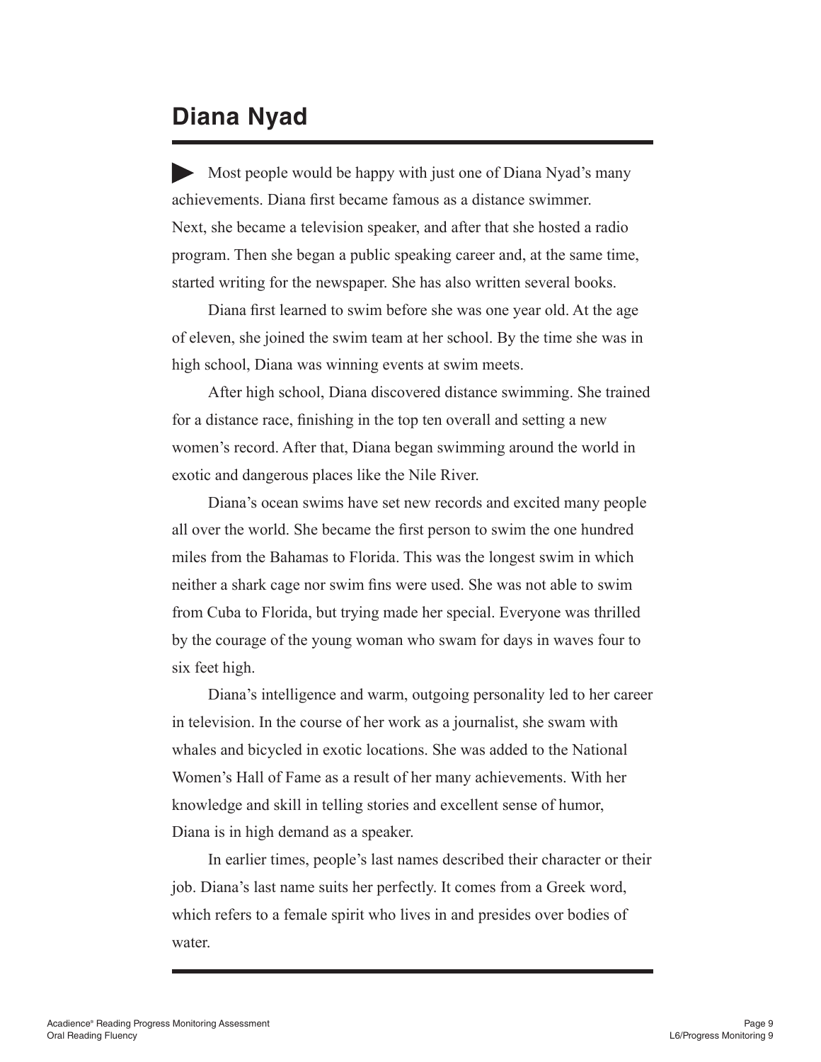## Diana Nyad

Most people would be happy with just one of Diana Nyad's many achievements. Diana first became famous as a distance swimmer. Next, she became a television speaker, and after that she hosted a radio program. Then she began a public speaking career and, at the same time, started writing for the newspaper. She has also written several books.

Diana first learned to swim before she was one year old. At the age of eleven, she joined the swim team at her school. By the time she was in high school, Diana was winning events at swim meets.

After high school, Diana discovered distance swimming. She trained for a distance race, finishing in the top ten overall and setting a new women's record. After that, Diana began swimming around the world in exotic and dangerous places like the Nile River.

Diana's ocean swims have set new records and excited many people all over the world. She became the first person to swim the one hundred miles from the Bahamas to Florida. This was the longest swim in which neither a shark cage nor swim fins were used. She was not able to swim from Cuba to Florida, but trying made her special. Everyone was thrilled by the courage of the young woman who swam for days in waves four to six feet high.

Diana's intelligence and warm, outgoing personality led to her career in television. In the course of her work as a journalist, she swam with whales and bicycled in exotic locations. She was added to the National Women's Hall of Fame as a result of her many achievements. With her knowledge and skill in telling stories and excellent sense of humor, Diana is in high demand as a speaker.

In earlier times, people's last names described their character or their job. Diana's last name suits her perfectly. It comes from a Greek word, which refers to a female spirit who lives in and presides over bodies of water.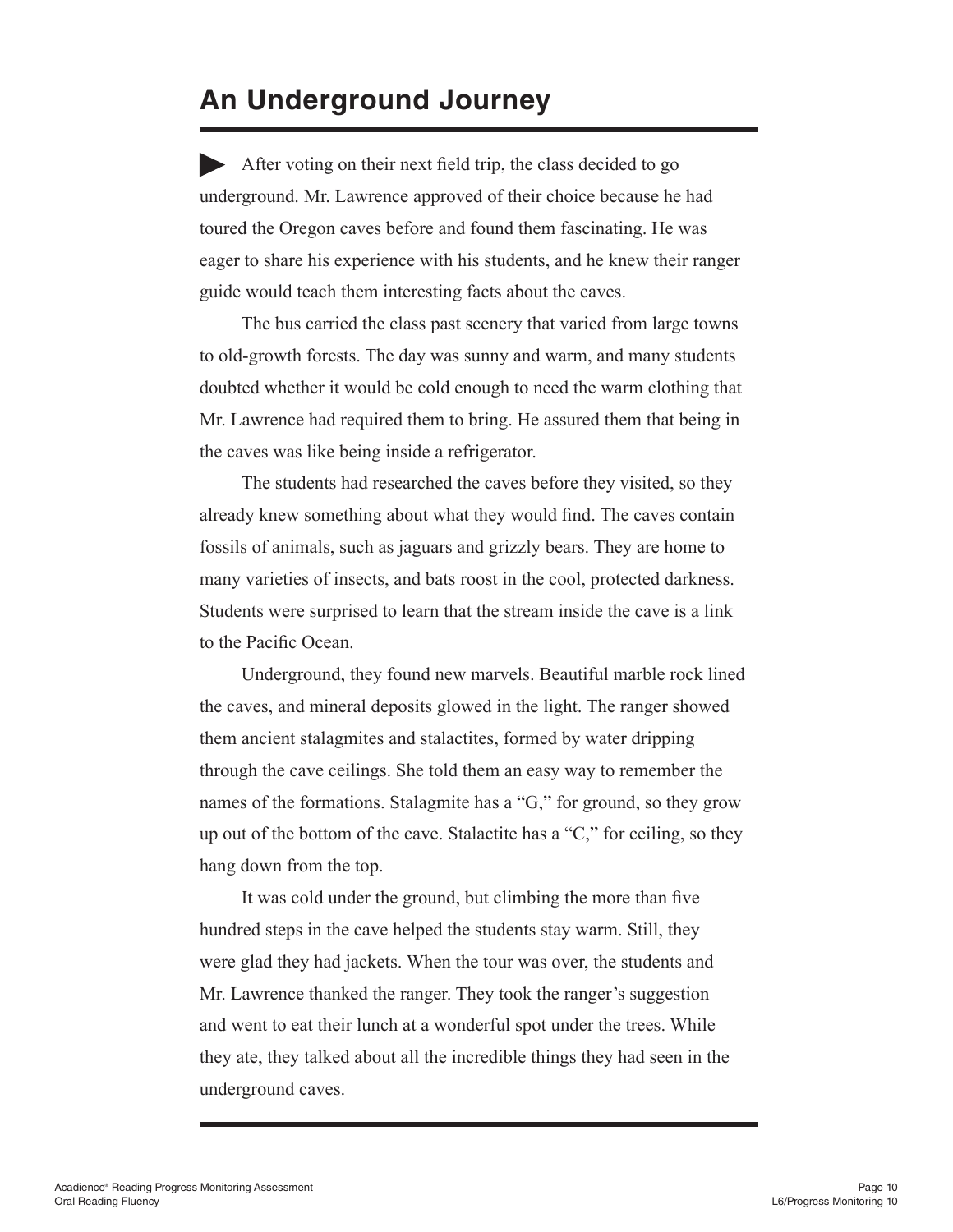# An Underground Journey

After voting on their next field trip, the class decided to go underground. Mr. Lawrence approved of their choice because he had toured the Oregon caves before and found them fascinating. He was eager to share his experience with his students, and he knew their ranger guide would teach them interesting facts about the caves.

The bus carried the class past scenery that varied from large towns to old-growth forests. The day was sunny and warm, and many students doubted whether it would be cold enough to need the warm clothing that Mr. Lawrence had required them to bring. He assured them that being in the caves was like being inside a refrigerator.

The students had researched the caves before they visited, so they already knew something about what they would find. The caves contain fossils of animals, such as jaguars and grizzly bears. They are home to many varieties of insects, and bats roost in the cool, protected darkness. Students were surprised to learn that the stream inside the cave is a link to the Pacific Ocean.

Underground, they found new marvels. Beautiful marble rock lined the caves, and mineral deposits glowed in the light. The ranger showed them ancient stalagmites and stalactites, formed by water dripping through the cave ceilings. She told them an easy way to remember the names of the formations. Stalagmite has a "G," for ground, so they grow up out of the bottom of the cave. Stalactite has a "C," for ceiling, so they hang down from the top.

It was cold under the ground, but climbing the more than five hundred steps in the cave helped the students stay warm. Still, they were glad they had jackets. When the tour was over, the students and Mr. Lawrence thanked the ranger. They took the ranger's suggestion and went to eat their lunch at a wonderful spot under the trees. While they ate, they talked about all the incredible things they had seen in the underground caves.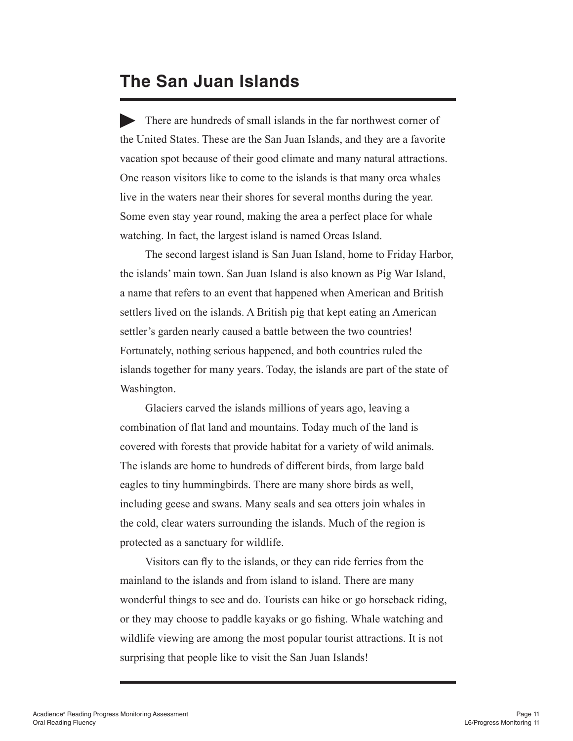# The San Juan Islands

▶ There are hundreds of small islands in the far northwest corner of the United States. These are the San Juan Islands, and they are a favorite vacation spot because of their good climate and many natural attractions. One reason visitors like to come to the islands is that many orca whales live in the waters near their shores for several months during the year. Some even stay year round, making the area a perfect place for whale watching. In fact, the largest island is named Orcas Island.

The second largest island is San Juan Island, home to Friday Harbor, the islands' main town. San Juan Island is also known as Pig War Island, a name that refers to an event that happened when American and British settlers lived on the islands. A British pig that kept eating an American settler's garden nearly caused a battle between the two countries! Fortunately, nothing serious happened, and both countries ruled the islands together for many years. Today, the islands are part of the state of Washington.

Glaciers carved the islands millions of years ago, leaving a combination of flat land and mountains. Today much of the land is covered with forests that provide habitat for a variety of wild animals. The islands are home to hundreds of different birds, from large bald eagles to tiny hummingbirds. There are many shore birds as well, including geese and swans. Many seals and sea otters join whales in the cold, clear waters surrounding the islands. Much of the region is protected as a sanctuary for wildlife.

Visitors can fly to the islands, or they can ride ferries from the mainland to the islands and from island to island. There are many wonderful things to see and do. Tourists can hike or go horseback riding, or they may choose to paddle kayaks or go fishing. Whale watching and wildlife viewing are among the most popular tourist attractions. It is not surprising that people like to visit the San Juan Islands!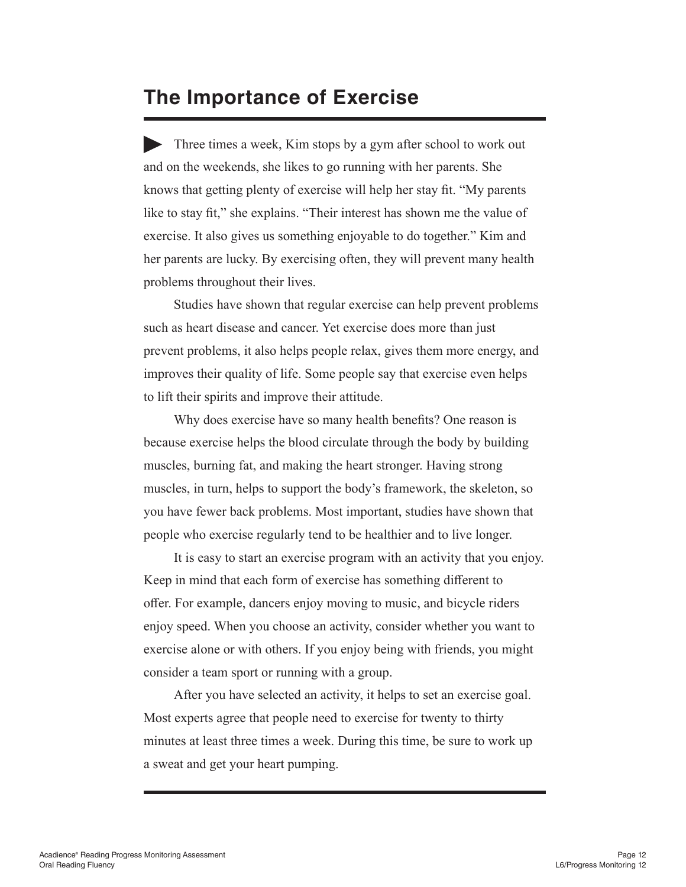## The Importance of Exercise

▶ Three times a week, Kim stops by a gym after school to work out and on the weekends, she likes to go running with her parents. She knows that getting plenty of exercise will help her stay fit. “My parents like to stay fit,” she explains. “Their interest has shown me the value of exercise. It also gives us something enjoyable to do together.” Kim and her parents are lucky. By exercising often, they will prevent many health problems throughout their lives.

Studies have shown that regular exercise can help prevent problems such as heart disease and cancer. Yet exercise does more than just prevent problems, it also helps people relax, gives them more energy, and improves their quality of life. Some people say that exercise even helps to lift their spirits and improve their attitude.

Why does exercise have so many health benefits? One reason is because exercise helps the blood circulate through the body by building muscles, burning fat, and making the heart stronger. Having strong muscles, in turn, helps to support the body’s framework, the skeleton, so you have fewer back problems. Most important, studies have shown that people who exercise regularly tend to be healthier and to live longer.

It is easy to start an exercise program with an activity that you enjoy. Keep in mind that each form of exercise has something different to offer. For example, dancers enjoy moving to music, and bicycle riders enjoy speed. When you choose an activity, consider whether you want to exercise alone or with others. If you enjoy being with friends, you might consider a team sport or running with a group.

After you have selected an activity, it helps to set an exercise goal. Most experts agree that people need to exercise for twenty to thirty minutes at least three times a week. During this time, be sure to work up a sweat and get your heart pumping.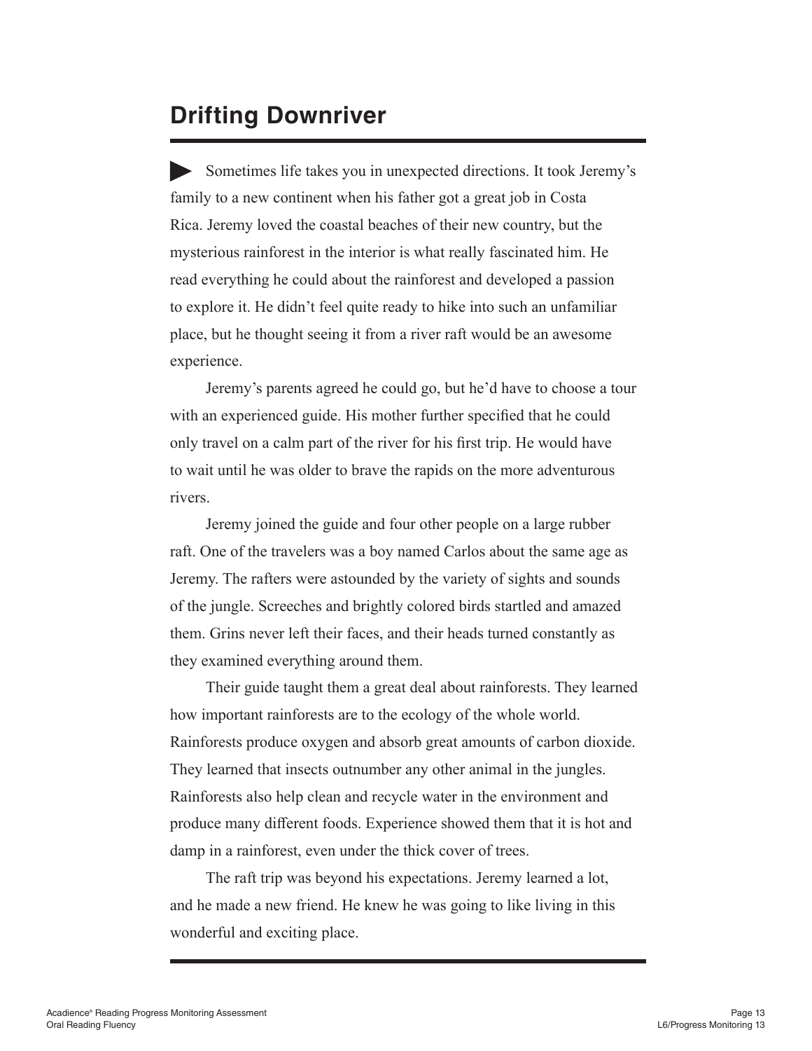## Drifting Downriver

Sometimes life takes you in unexpected directions. It took Jeremy's family to a new continent when his father got a great job in Costa Rica. Jeremy loved the coastal beaches of their new country, but the mysterious rainforest in the interior is what really fascinated him. He read everything he could about the rainforest and developed a passion to explore it. He didn't feel quite ready to hike into such an unfamiliar place, but he thought seeing it from a river raft would be an awesome experience.

Jeremy's parents agreed he could go, but he'd have to choose a tour with an experienced guide. His mother further specified that he could only travel on a calm part of the river for his first trip. He would have to wait until he was older to brave the rapids on the more adventurous rivers.

Jeremy joined the guide and four other people on a large rubber raft. One of the travelers was a boy named Carlos about the same age as Jeremy. The rafters were astounded by the variety of sights and sounds of the jungle. Screeches and brightly colored birds startled and amazed them. Grins never left their faces, and their heads turned constantly as they examined everything around them.

Their guide taught them a great deal about rainforests. They learned how important rainforests are to the ecology of the whole world. Rainforests produce oxygen and absorb great amounts of carbon dioxide. They learned that insects outnumber any other animal in the jungles. Rainforests also help clean and recycle water in the environment and produce many different foods. Experience showed them that it is hot and damp in a rainforest, even under the thick cover of trees.

The raft trip was beyond his expectations. Jeremy learned a lot, and he made a new friend. He knew he was going to like living in this wonderful and exciting place.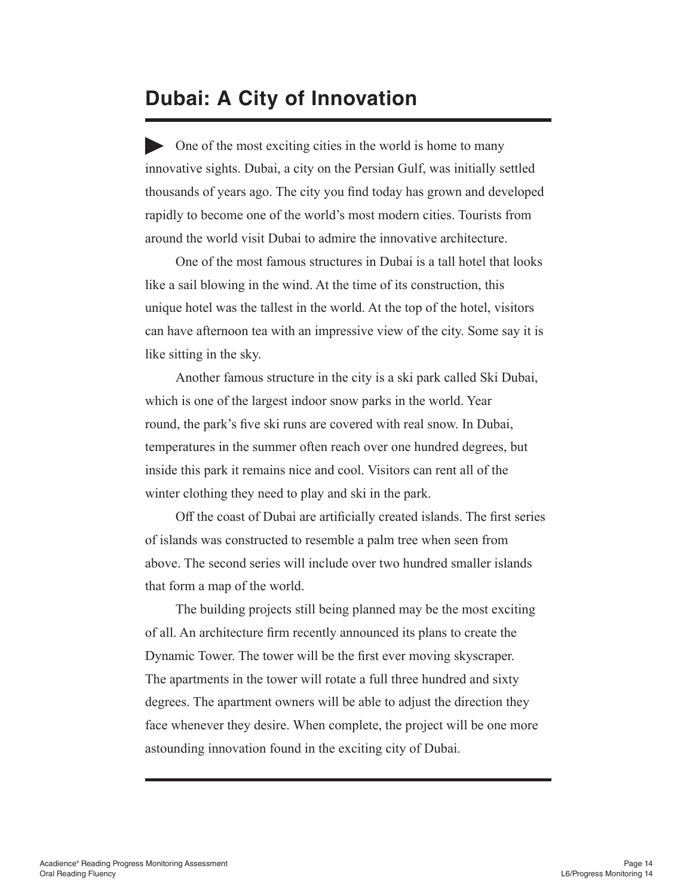# Dubai: A City of Innovation

One of the most exciting cities in the world is home to many innovative sights. Dubai, a city on the Persian Gulf, was initially settled thousands of years ago. The city you find today has grown and developed rapidly to become one of the world's most modern cities. Tourists from around the world visit Dubai to admire the innovative architecture.

One of the most famous structures in Dubai is a tall hotel that looks like a sail blowing in the wind. At the time of its construction, this unique hotel was the tallest in the world. At the top of the hotel, visitors can have afternoon tea with an impressive view of the city. Some say it is like sitting in the sky.

Another famous structure in the city is a ski park called Ski Dubai, which is one of the largest indoor snow parks in the world. Year round, the park's five ski runs are covered with real snow. In Dubai, temperatures in the summer often reach over one hundred degrees, but inside this park it remains nice and cool. Visitors can rent all of the winter clothing they need to play and ski in the park.

Off the coast of Dubai are artificially created islands. The first series of islands was constructed to resemble a palm tree when seen from above. The second series will include over two hundred smaller islands that form a map of the world.

The building projects still being planned may be the most exciting of all. An architecture firm recently announced its plans to create the Dynamic Tower. The tower will be the first ever moving skyscraper. The apartments in the tower will rotate a full three hundred and sixty degrees. The apartment owners will be able to adjust the direction they face whenever they desire. When complete, the project will be one more astounding innovation found in the exciting city of Dubai.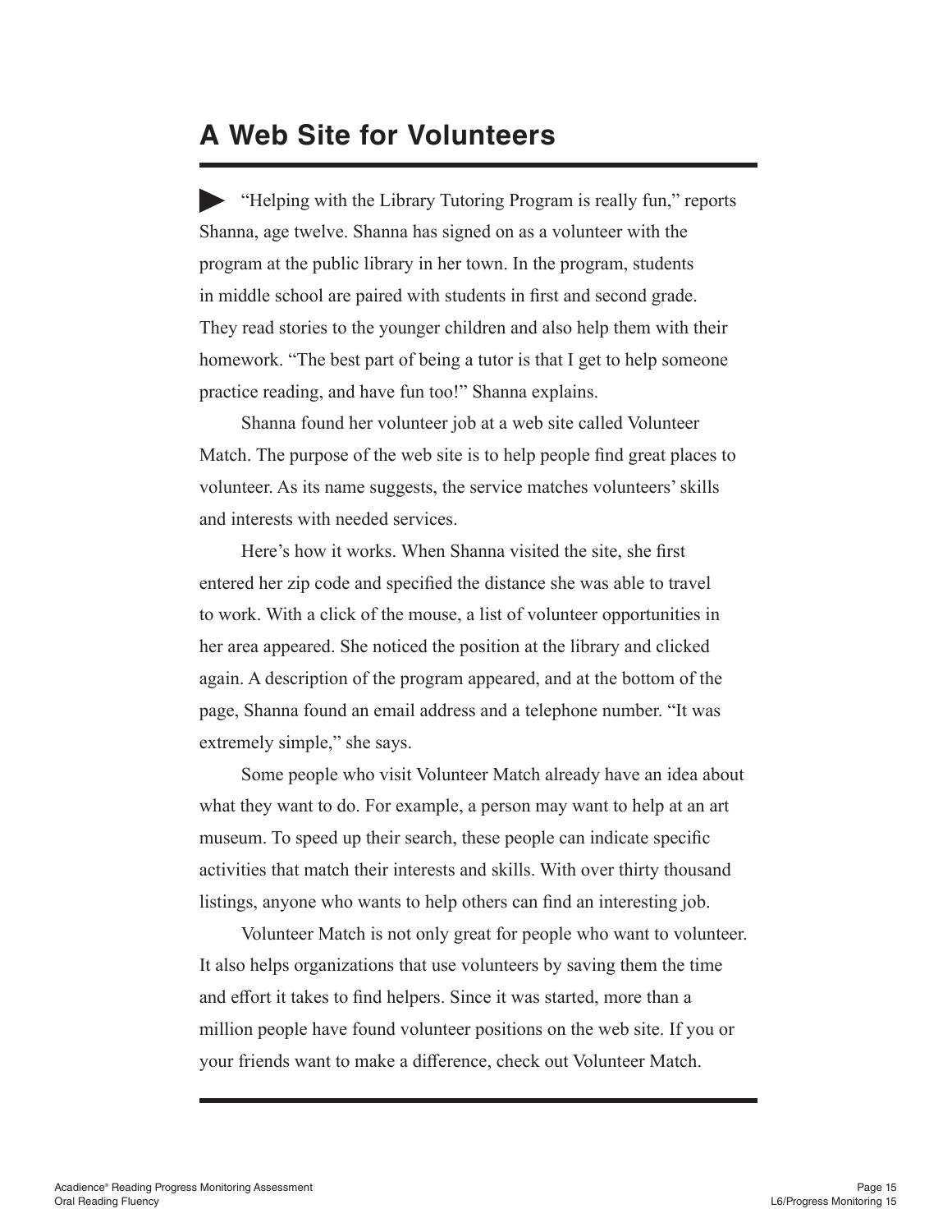# A Web Site for Volunteers

"Helping with the Library Tutoring Program is really fun," reports Shanna, age twelve. Shanna has signed on as a volunteer with the program at the public library in her town. In the program, students in middle school are paired with students in first and second grade. They read stories to the younger children and also help them with their homework. "The best part of being a tutor is that I get to help someone practice reading, and have fun too!" Shanna explains.

Shanna found her volunteer job at a web site called Volunteer Match. The purpose of the web site is to help people find great places to volunteer. As its name suggests, the service matches volunteers' skills and interests with needed services.

Here's how it works. When Shanna visited the site, she first entered her zip code and specified the distance she was able to travel to work. With a click of the mouse, a list of volunteer opportunities in her area appeared. She noticed the position at the library and clicked again. A description of the program appeared, and at the bottom of the page, Shanna found an email address and a telephone number. "It was extremely simple," she says.

Some people who visit Volunteer Match already have an idea about what they want to do. For example, a person may want to help at an art museum. To speed up their search, these people can indicate specific activities that match their interests and skills. With over thirty thousand listings, anyone who wants to help others can find an interesting job.

Volunteer Match is not only great for people who want to volunteer. It also helps organizations that use volunteers by saving them the time and effort it takes to find helpers. Since it was started, more than a million people have found volunteer positions on the web site. If you or your friends want to make a difference, check out Volunteer Match.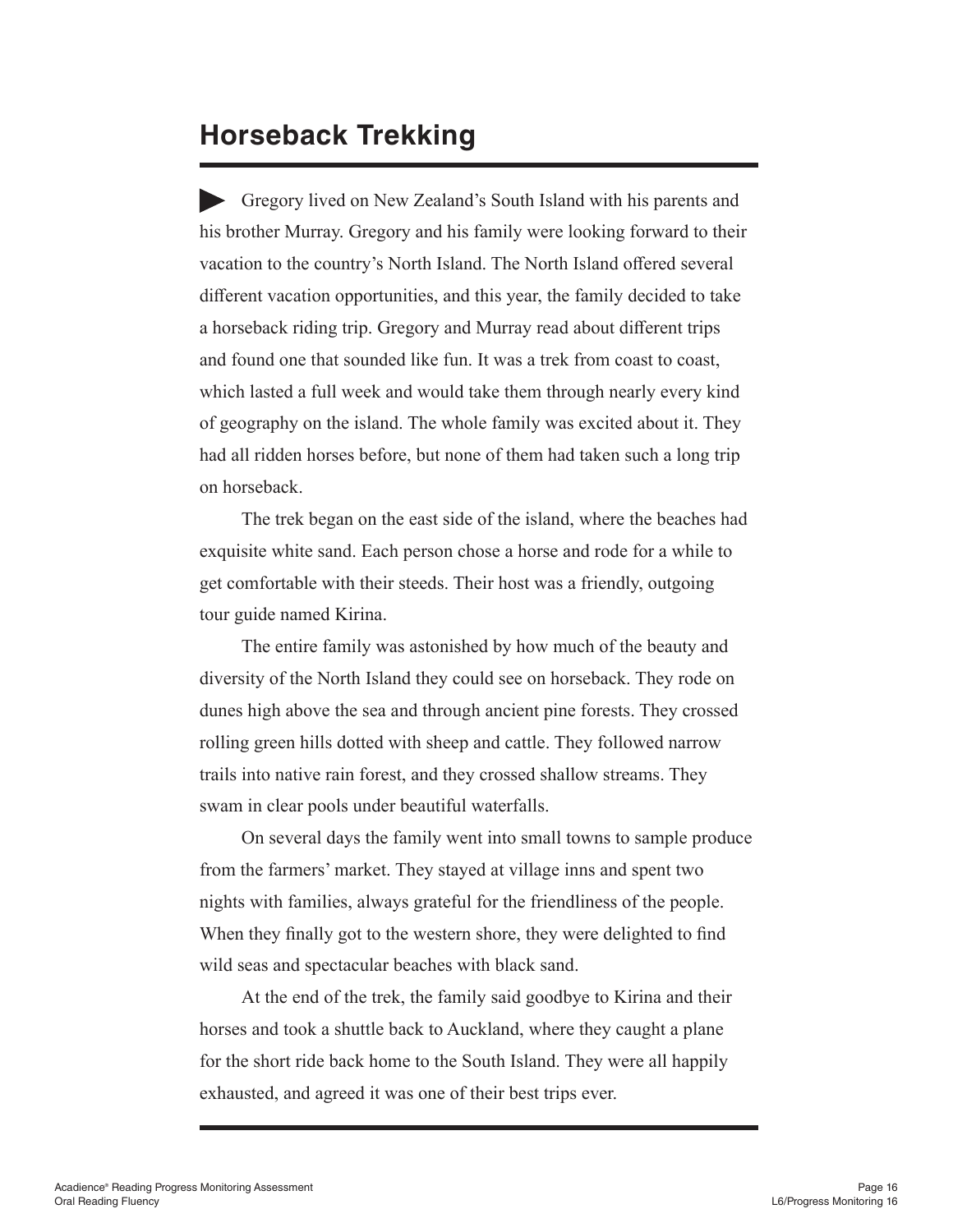# Horseback Trekking

▶ Gregory lived on New Zealand's South Island with his parents and his brother Murray. Gregory and his family were looking forward to their vacation to the country's North Island. The North Island offered several different vacation opportunities, and this year, the family decided to take a horseback riding trip. Gregory and Murray read about different trips and found one that sounded like fun. It was a trek from coast to coast, which lasted a full week and would take them through nearly every kind of geography on the island. The whole family was excited about it. They had all ridden horses before, but none of them had taken such a long trip on horseback.

The trek began on the east side of the island, where the beaches had exquisite white sand. Each person chose a horse and rode for a while to get comfortable with their steeds. Their host was a friendly, outgoing tour guide named Kirina.

The entire family was astonished by how much of the beauty and diversity of the North Island they could see on horseback. They rode on dunes high above the sea and through ancient pine forests. They crossed rolling green hills dotted with sheep and cattle. They followed narrow trails into native rain forest, and they crossed shallow streams. They swam in clear pools under beautiful waterfalls.

On several days the family went into small towns to sample produce from the farmers' market. They stayed at village inns and spent two nights with families, always grateful for the friendliness of the people. When they finally got to the western shore, they were delighted to find wild seas and spectacular beaches with black sand.

At the end of the trek, the family said goodbye to Kirina and their horses and took a shuttle back to Auckland, where they caught a plane for the short ride back home to the South Island. They were all happily exhausted, and agreed it was one of their best trips ever.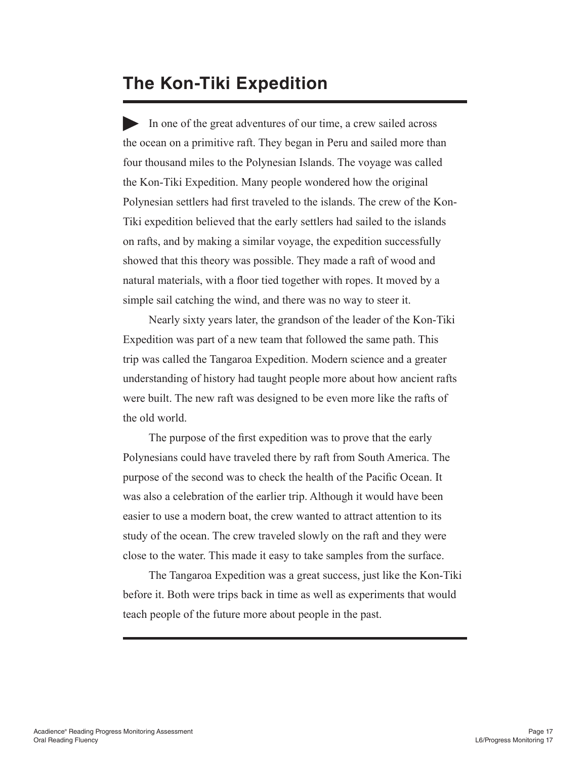# The Kon-Tiki Expedition

In one of the great adventures of our time, a crew sailed across the ocean on a primitive raft. They began in Peru and sailed more than four thousand miles to the Polynesian Islands. The voyage was called the Kon-Tiki Expedition. Many people wondered how the original Polynesian settlers had first traveled to the islands. The crew of the Kon-Tiki expedition believed that the early settlers had sailed to the islands on rafts, and by making a similar voyage, the expedition successfully showed that this theory was possible. They made a raft of wood and natural materials, with a floor tied together with ropes. It moved by a simple sail catching the wind, and there was no way to steer it.

Nearly sixty years later, the grandson of the leader of the Kon-Tiki Expedition was part of a new team that followed the same path. This trip was called the Tangaroa Expedition. Modern science and a greater understanding of history had taught people more about how ancient rafts were built. The new raft was designed to be even more like the rafts of the old world.

The purpose of the first expedition was to prove that the early Polynesians could have traveled there by raft from South America. The purpose of the second was to check the health of the Pacific Ocean. It was also a celebration of the earlier trip. Although it would have been easier to use a modern boat, the crew wanted to attract attention to its study of the ocean. The crew traveled slowly on the raft and they were close to the water. This made it easy to take samples from the surface.

The Tangaroa Expedition was a great success, just like the Kon-Tiki before it. Both were trips back in time as well as experiments that would teach people of the future more about people in the past.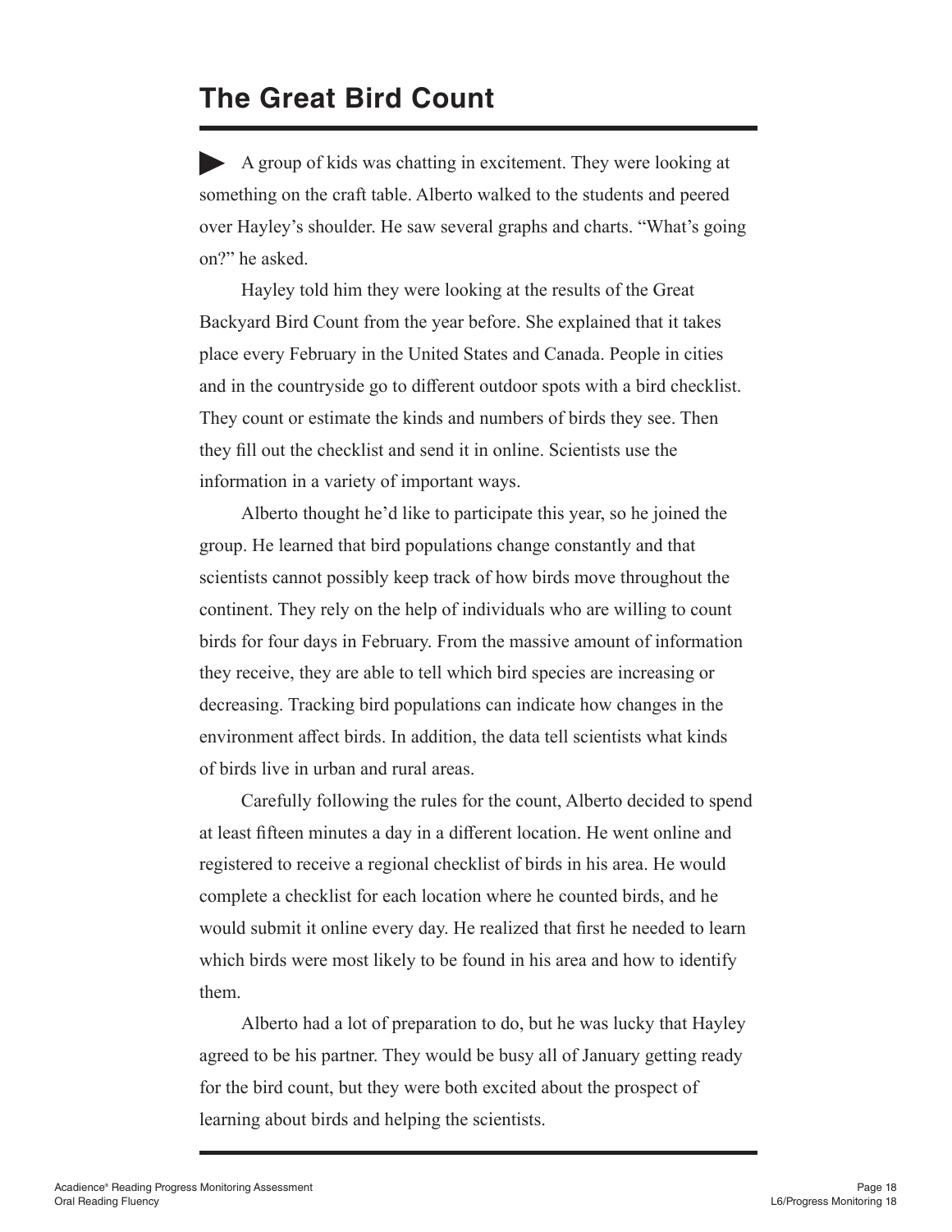# The Great Bird Count

A group of kids was chatting in excitement. They were looking at something on the craft table. Alberto walked to the students and peered over Hayley's shoulder. He saw several graphs and charts. "What's going on?" he asked.

Hayley told him they were looking at the results of the Great Backyard Bird Count from the year before. She explained that it takes place every February in the United States and Canada. People in cities and in the countryside go to different outdoor spots with a bird checklist. They count or estimate the kinds and numbers of birds they see. Then they fill out the checklist and send it in online. Scientists use the information in a variety of important ways.

Alberto thought he'd like to participate this year, so he joined the group. He learned that bird populations change constantly and that scientists cannot possibly keep track of how birds move throughout the continent. They rely on the help of individuals who are willing to count birds for four days in February. From the massive amount of information they receive, they are able to tell which bird species are increasing or decreasing. Tracking bird populations can indicate how changes in the environment affect birds. In addition, the data tell scientists what kinds of birds live in urban and rural areas.

Carefully following the rules for the count, Alberto decided to spend at least fifteen minutes a day in a different location. He went online and registered to receive a regional checklist of birds in his area. He would complete a checklist for each location where he counted birds, and he would submit it online every day. He realized that first he needed to learn which birds were most likely to be found in his area and how to identify them.

Alberto had a lot of preparation to do, but he was lucky that Hayley agreed to be his partner. They would be busy all of January getting ready for the bird count, but they were both excited about the prospect of learning about birds and helping the scientists.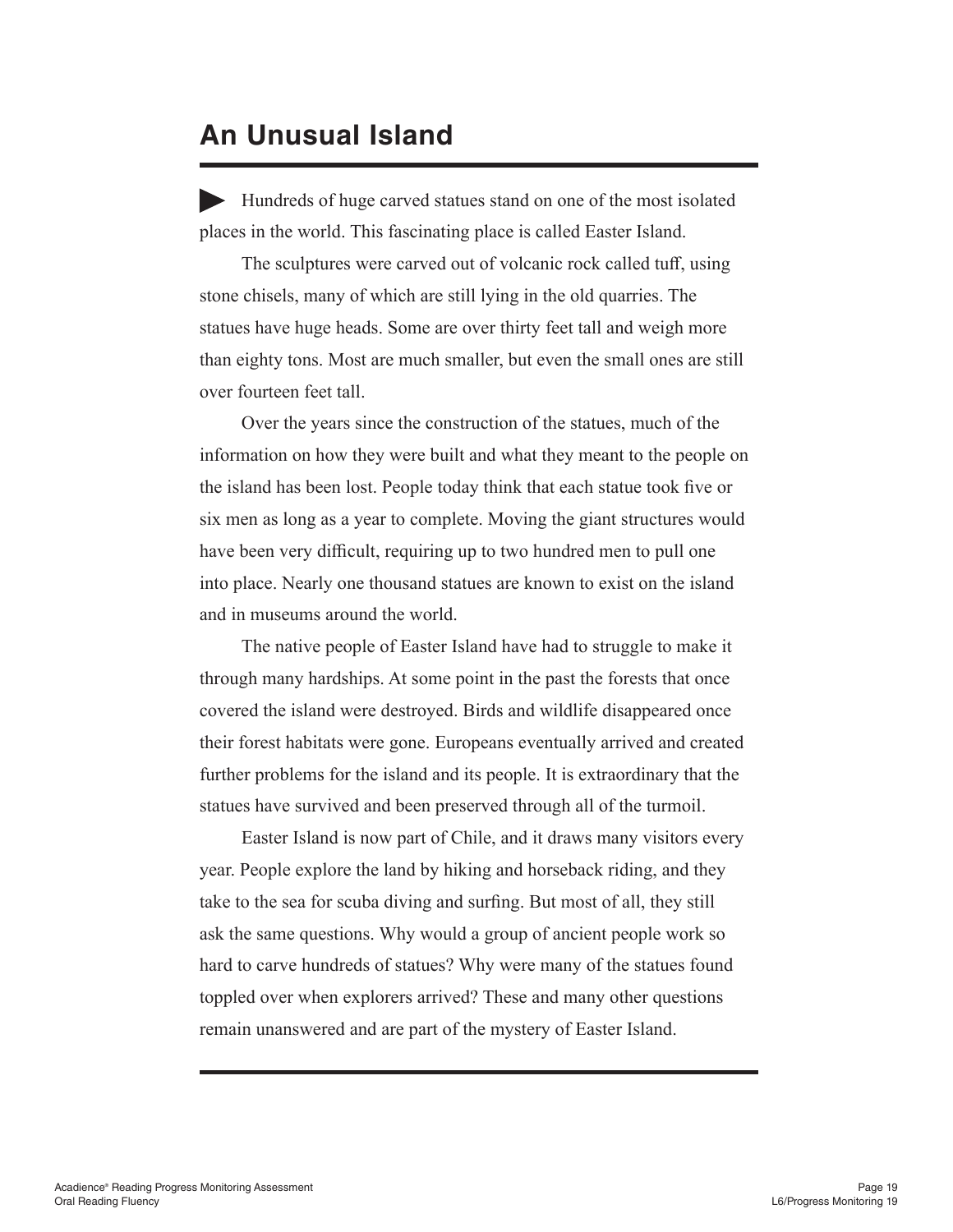# An Unusual Island

Hundreds of huge carved statues stand on one of the most isolated places in the world. This fascinating place is called Easter Island.

The sculptures were carved out of volcanic rock called tuff, using stone chisels, many of which are still lying in the old quarries. The statues have huge heads. Some are over thirty feet tall and weigh more than eighty tons. Most are much smaller, but even the small ones are still over fourteen feet tall.

Over the years since the construction of the statues, much of the information on how they were built and what they meant to the people on the island has been lost. People today think that each statue took five or six men as long as a year to complete. Moving the giant structures would have been very difficult, requiring up to two hundred men to pull one into place. Nearly one thousand statues are known to exist on the island and in museums around the world.

The native people of Easter Island have had to struggle to make it through many hardships. At some point in the past the forests that once covered the island were destroyed. Birds and wildlife disappeared once their forest habitats were gone. Europeans eventually arrived and created further problems for the island and its people. It is extraordinary that the statues have survived and been preserved through all of the turmoil.

Easter Island is now part of Chile, and it draws many visitors every year. People explore the land by hiking and horseback riding, and they take to the sea for scuba diving and surfing. But most of all, they still ask the same questions. Why would a group of ancient people work so hard to carve hundreds of statues? Why were many of the statues found toppled over when explorers arrived? These and many other questions remain unanswered and are part of the mystery of Easter Island.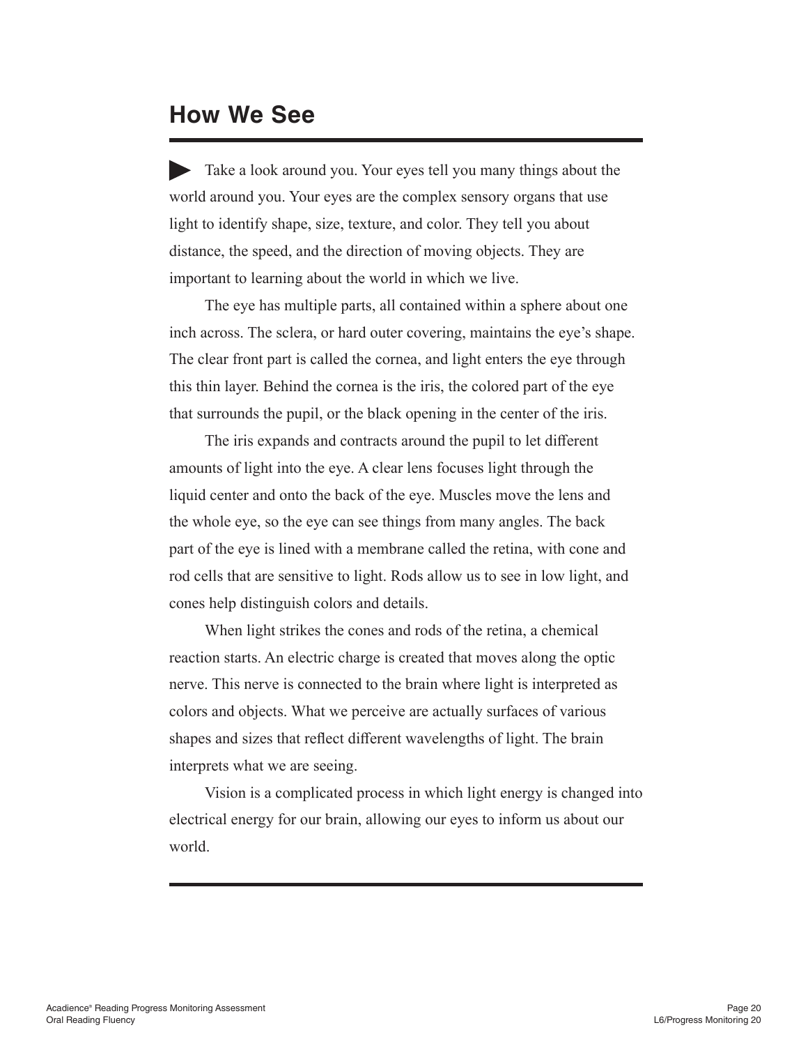# How We See

Take a look around you. Your eyes tell you many things about the world around you. Your eyes are the complex sensory organs that use light to identify shape, size, texture, and color. They tell you about distance, the speed, and the direction of moving objects. They are important to learning about the world in which we live.

The eye has multiple parts, all contained within a sphere about one inch across. The sclera, or hard outer covering, maintains the eye's shape. The clear front part is called the cornea, and light enters the eye through this thin layer. Behind the cornea is the iris, the colored part of the eye that surrounds the pupil, or the black opening in the center of the iris.

The iris expands and contracts around the pupil to let different amounts of light into the eye. A clear lens focuses light through the liquid center and onto the back of the eye. Muscles move the lens and the whole eye, so the eye can see things from many angles. The back part of the eye is lined with a membrane called the retina, with cone and rod cells that are sensitive to light. Rods allow us to see in low light, and cones help distinguish colors and details.

When light strikes the cones and rods of the retina, a chemical reaction starts. An electric charge is created that moves along the optic nerve. This nerve is connected to the brain where light is interpreted as colors and objects. What we perceive are actually surfaces of various shapes and sizes that reflect different wavelengths of light. The brain interprets what we are seeing.

Vision is a complicated process in which light energy is changed into electrical energy for our brain, allowing our eyes to inform us about our world.